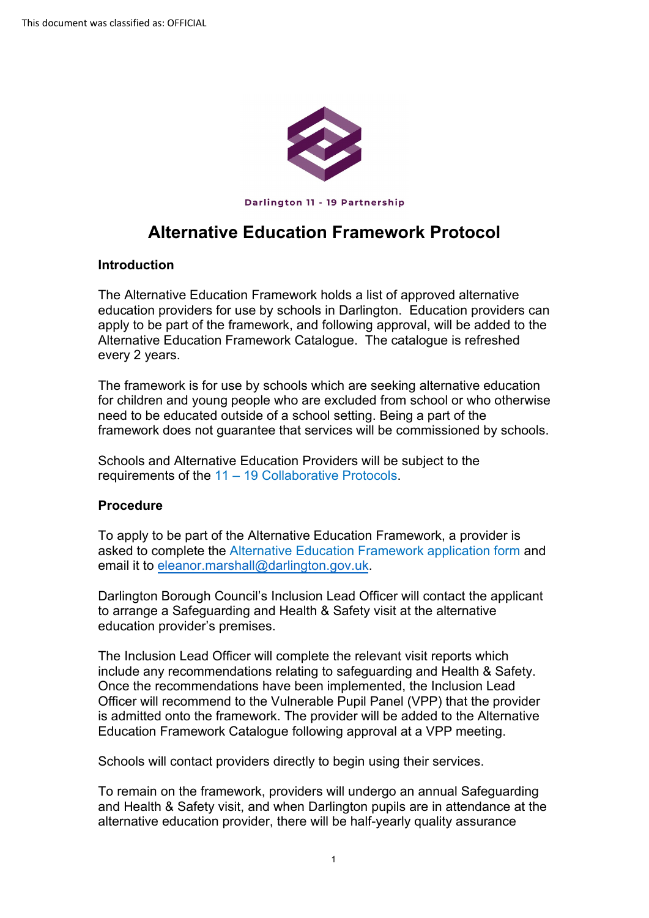This document was classified as: OFFICIAL

Darlington 11 - 19 Partnership

# Alternative Education Framework Protocol

## Introduction

The Alternative Education Framework holds a list of approved alternative education providers for use by schools in Darlington. Education providers can apply to be part of the framework, and following approval, will be added to the Alternative Education Framework Catalogue. The catalogue is refreshed every 2 years.

The framework is for use by schools which are seeking alternative education for children and young people who are excluded from school or who otherwise need to be educated outside of a school setting. Being a part of the framework does not guarantee that services will be commissioned by schools.

Schools and Alternative Education Providers will be subject to the requirements of the 11 – 19 Collaborative Protocols.

## Procedure

To apply to be part of the Alternative Education Framework, a provider is asked to complete the Alternative Education Framework application form and email it to eleanor.marshall@darlington.gov.uk.

Darlington Borough Council's Inclusion Lead Officer will contact the applicant to arrange a Safeguarding and Health & Safety visit at the alternative education provider's premises.

The Inclusion Lead Officer will complete the relevant visit reports which include any recommendations relating to safeguarding and Health & Safety. Once the recommendations have been implemented, the Inclusion Lead Officer will recommend to the Vulnerable Pupil Panel (VPP) that the provider is admitted onto the framework. The provider will be added to the Alternative Education Framework Catalogue following approval at a VPP meeting.

Schools will contact providers directly to begin using their services.

To remain on the framework, providers will undergo an annual Safeguarding and Health & Safety visit, and when Darlington pupils are in attendance at the alternative education provider, there will be half-yearly quality assurance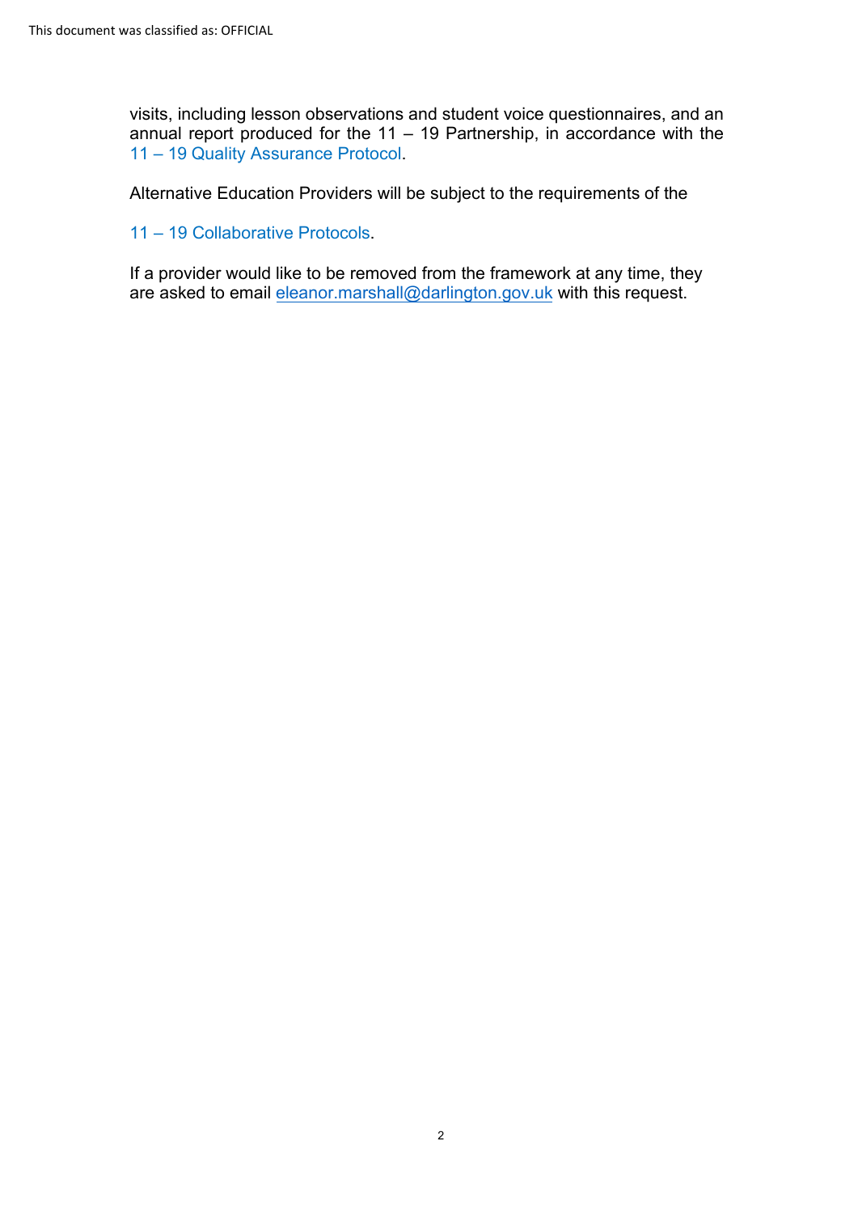visits, including lesson observations and student voice questionnaires, and an annual report produced for the 11 – 19 Partnership, in accordance with the 11 – 19 Quality Assurance Protocol.

Alternative Education Providers will be subject to the requirements of the

11 – 19 Collaborative Protocols.

If a provider would like to be removed from the framework at any time, they are asked to email eleanor.marshall@darlington.gov.uk with this request.